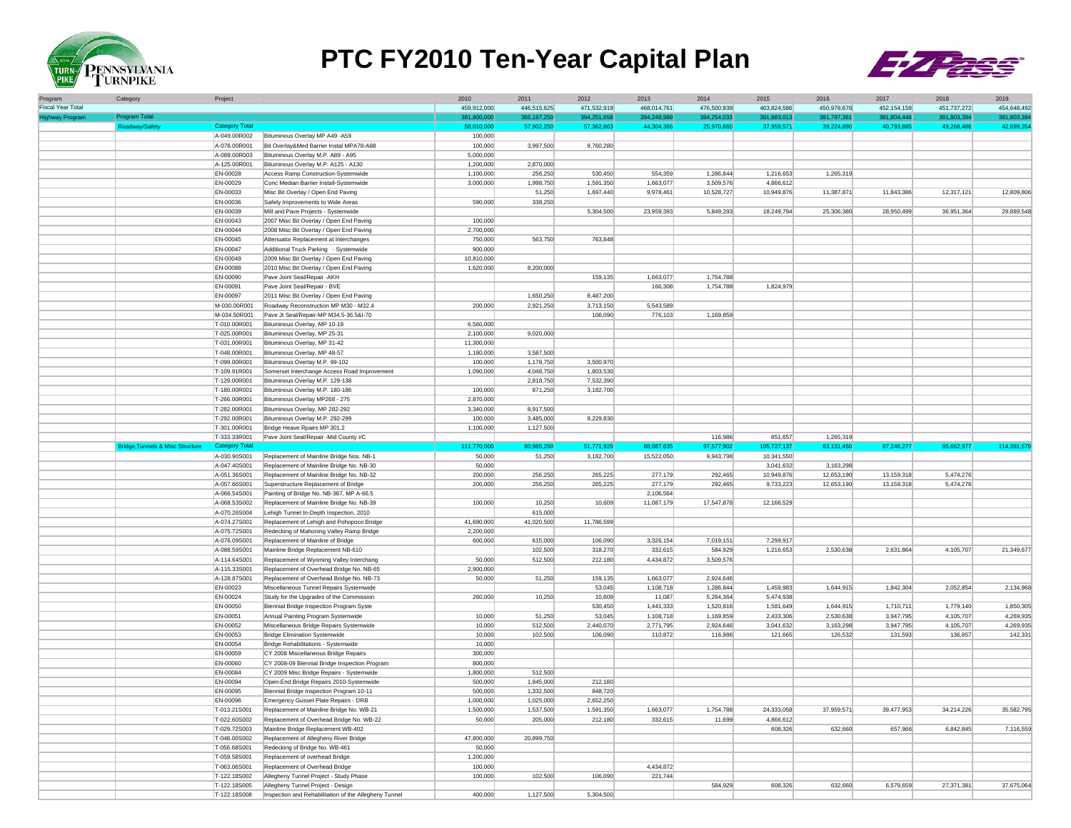# PTC FY2010 Ten-Year Capital Plan

| Program | Category | Project | | 2010 | 2011 | 2012 | 2013 | 2014 | 2015 | 2016 | 2017 | 2018 | 2019 |
|---|---|---|---|---|---|---|---|---|---|---|---|---|---|
| Fiscal Year Total | | | | 459,912,000 | 446,515,625 | 471,532,919 | 468,014,761 | 476,500,939 | 463,824,586 | 450,978,678 | 452,154,159 | 451,737,272 | 454,648,492 |
| Highway Program | Program Total | | | 381,800,000 | 365,197,250 | 394,251,658 | 394,248,989 | 394,254,033 | 381,883,013 | 381,797,361 | 381,804,446 | 381,803,394 | 381,803,394 |
| | Roadway/Safety | Category Total | | 58,010,000 | 57,902,250 | 57,362,863 | 44,304,366 | 25,970,860 | 37,959,571 | 39,224,890 | 40,793,885 | 49,268,486 | 42,699,354 |
| | | A-049.00R002 | Bituminous Overlay MP A49 -A59 | 100,000 | | | | | | | | | |
| | | A-078.00R001 | Bit Overlay&Med Barrier Instal MPA78-A88 | 100,000 | 3,997,500 | 9,760,280 | | | | | | | |
| | | A-089.00R003 | Bituminous Overlay M.P. A89 - A95 | 5,000,000 | | | | | | | | | |
| | | A-125.00R001 | Bituminous Overlay M.P. A125 - A130 | 1,200,000 | 2,870,000 | | | | | | | | |
| | | EN-00028 | Access Ramp Construction-Systemwide | 1,100,000 | 256,250 | 530,450 | 554,359 | 1,286,844 | 1,216,653 | 1,265,319 | | | |
| | | EN-00029 | Conc Median Barrier Install-Systemwide | 3,000,000 | 1,998,750 | 1,591,350 | 1,663,077 | 3,509,576 | 4,866,612 | | | | |
| | | EN-00033 | Misc Bit Overlay / Open End Paving | | 51,250 | 1,697,440 | 9,978,461 | 10,528,727 | 10,949,876 | 11,387,871 | 11,843,386 | 12,317,121 | 12,809,806 |
| | | EN-00036 | Safety Improvements to Wide Areas | 590,000 | 338,250 | | | | | | | | |
| | | EN-00039 | Mill and Pave Projects - Systemwide | | | 5,304,500 | 23,959,393 | 5,849,293 | 18,249,794 | 25,306,380 | 28,950,499 | 36,951,364 | 29,889,548 |
| | | EN-00043 | 2007 Misc Bit Overlay / Open End Paving | 100,000 | | | | | | | | | |
| | | EN-00044 | 2008 Misc Bit Overlay / Open End Paving | 2,700,000 | | | | | | | | | |
| | | EN-00045 | Attenuator Replacement at Interchanges | 750,000 | 563,750 | 763,848 | | | | | | | |
| | | EN-00047 | Additional Truck Parking - Systemwide | 900,000 | | | | | | | | | |
| | | EN-00049 | 2009 Misc Bit Overlay / Open End Paving | 10,810,000 | | | | | | | | | |
| | | EN-00088 | 2010 Misc Bit Overlay / Open End Paving | 1,620,000 | 8,200,000 | | | | | | | | |
| | | EN-00090 | Pave Joint Seal/Repair -AKH | | | 159,135 | 1,663,077 | 1,754,788 | | | | | |
| | | EN-00091 | Pave Joint Seal/Repair - BVE | | | | 166,308 | 1,754,788 | 1,824,979 | | | | |
| | | EN-00097 | 2011 Misc Bit Overlay / Open End Paving | | 1,650,250 | 8,487,200 | | | | | | | |
| | | M-030.00R001 | Roadway Reconstruction MP M30 - M32.4 | 200,000 | 2,921,250 | 3,713,150 | 5,543,589 | | | | | | |
| | | M-034.50R001 | Pave Jt Seal/Repair-MP M34.5-36.5&I-70 | | | 106,090 | 776,103 | 1,169,859 | | | | | |
| | | T-010.00R001 | Bituminous Overlay, MP 10-19 | 6,560,000 | | | | | | | | | |
| | | T-025.00R001 | Bituminous Overlay, MP 25-31 | 2,100,000 | 9,020,000 | | | | | | | | |
| | | T-031.00R001 | Bituminous Overlay, MP 31-42 | 11,300,000 | | | | | | | | | |
| | | T-048.00R001 | Bituminous Overlay, MP 48-57 | 1,180,000 | 3,587,500 | | | | | | | | |
| | | T-099.00R001 | Bituminous Overlay M.P. 99-102 | 100,000 | 1,178,750 | 3,500,970 | | | | | | | |
| | | T-109.91R001 | Somerset Interchange Access Road Improvement | 1,090,000 | 4,048,750 | 1,803,530 | | | | | | | |
| | | T-129.00R001 | Bituminous Overlay M.P. 129-138 | | 2,818,750 | 7,532,390 | | | | | | | |
| | | T-180.00R001 | Bituminous Overlay M.P. 180-186 | 100,000 | 871,250 | 3,182,700 | | | | | | | |
| | | T-266.00R001 | Bituminous Overlay MP268 - 275 | 2,870,000 | | | | | | | | | |
| | | T-282.00R001 | Bituminous Overlay, MP 282-292 | 3,340,000 | 8,917,500 | | | | | | | | |
| | | T-292.00R001 | Bituminous Overlay M.P. 292-299 | 100,000 | 3,485,000 | 9,229,830 | | | | | | | |
| | | T-301.00R001 | Bridge Heave Rpairs MP 301.2 | 1,100,000 | 1,127,500 | | | | | | | | |
| | | T-333.33R001 | Pave Joint Seal/Repair -Mid County I/C | | | | | 116,986 | 851,657 | 1,265,319 | | | |
| | Bridge,Tunnels & Misc Structure | Category Total | | 111,770,000 | 80,985,250 | 51,771,920 | 88,087,635 | 97,577,902 | 105,727,137 | 83,131,460 | 87,246,277 | 95,662,977 | 114,391,570 |
| | | A-030.90S001 | Replacement of Mainline Bridge Nos. NB-1 | 50,000 | 51,250 | 3,182,700 | 15,522,050 | 9,943,798 | 10,341,550 | | | | |
| | | A-047.40S001 | Replacement of Mainline Bridge No. NB-30 | 50,000 | | | | | 3,041,632 | 3,163,298 | | | |
| | | A-051.36S001 | Replacement of Mainline Bridge No. NB-32 | 200,000 | 256,250 | 265,225 | 277,179 | 292,465 | 10,949,876 | 12,653,190 | 13,159,318 | 5,474,276 | |
| | | A-057.66S001 | Superstructure Replacement of Bridge | 200,000 | 256,250 | 265,225 | 277,179 | 292,465 | 9,733,223 | 12,653,190 | 13,159,318 | 5,474,276 | |
| | | A-066.54S001 | Painting of Bridge No. NB-387, MP A-66.5 | | | | 2,106,564 | | | | | | |
| | | A-068.53S002 | Replacement of Mainline Bridge No. NB-39 | 100,000 | 10,250 | 10,609 | 11,087,179 | 17,547,878 | 12,166,529 | | | | |
| | | A-070.26S004 | Lehigh Tunnel In-Depth Inspection, 2010 | | 615,000 | | | | | | | | |
| | | A-074.27S001 | Replacement of Lehigh and Pohopoco Bridge | 41,690,000 | 41,020,500 | 11,786,599 | | | | | | | |
| | | A-075.72S001 | Redecking of Mahoning Valley Ramp Bridge | 2,200,000 | | | | | | | | | |
| | | A-076.09S001 | Replacement of Mainline of Bridge | 600,000 | 615,000 | 106,090 | 3,326,154 | 7,019,151 | 7,299,917 | | | | |
| | | A-088.59S001 | Mainline Bridge Replacement NB-610 | | 102,500 | 318,270 | 332,615 | 584,929 | 1,216,653 | 2,530,638 | 2,631,864 | 4,105,707 | 21,349,677 |
| | | A-114.64S001 | Replacement of Wyoming Valley Interchang | 50,000 | 512,500 | 212,180 | 4,434,872 | 3,509,576 | | | | | |
| | | A-115.33S001 | Replacement of Overhead Bridge No. NB-65 | 2,900,000 | | | | | | | | | |
| | | A-128.87S001 | Replacement of Overhead Bridge No. NB-73 | 50,000 | 51,250 | 159,135 | 1,663,077 | 2,924,646 | | | | | |
| | | EN-00023 | Miscellaneous Tunnel Repairs Systemwide | | | 53,045 | 1,108,718 | 1,286,844 | 1,459,983 | 1,644,915 | 1,842,304 | 2,052,854 | 2,134,968 |
| | | EN-00024 | Study for the Upgrades of the Commission | 260,000 | 10,250 | 10,609 | 11,087 | 5,264,364 | 5,474,938 | | | | |
| | | EN-00050 | Biennial Bridge Inspection Program Syste | | | 530,450 | 1,441,333 | 1,520,816 | 1,581,649 | 1,644,915 | 1,710,711 | 1,779,140 | 1,850,305 |
| | | EN-00051 | Annual Painting Program Systemwide | 10,000 | 51,250 | 53,045 | 1,108,718 | 1,169,859 | 2,433,306 | 2,530,638 | 3,947,795 | 4,105,707 | 4,269,935 |
| | | EN-00052 | Miscellaneous Bridge Repairs Systemwide | 10,000 | 512,500 | 2,440,070 | 2,771,795 | 2,924,646 | 3,041,632 | 3,163,298 | 3,947,795 | 4,105,707 | 4,269,935 |
| | | EN-00053 | Bridge Elimination Systemwide | 10,000 | 102,500 | 106,090 | 110,872 | 116,986 | 121,665 | 126,532 | 131,593 | 136,857 | 142,331 |
| | | EN-00054 | Bridge Rehabilitations - Systemwide | 10,000 | | | | | | | | | |
| | | EN-00059 | CY 2008 Miscellaneous Bridge Repairs | 300,000 | | | | | | | | | |
| | | EN-00060 | CY 2008-09 Biennial Bridge Inspection Program | 800,000 | | | | | | | | | |
| | | EN-00084 | CY 2009 Misc Bridge Repairs - Systemwide | 1,800,000 | 512,500 | | | | | | | | |
| | | EN-00094 | Open-End Bridge Repairs 2010-Systemwide | 500,000 | 1,845,000 | 212,180 | | | | | | | |
| | | EN-00095 | Biennial Bridge Inspection Program 10-11 | 500,000 | 1,332,500 | 848,720 | | | | | | | |
| | | EN-00096 | Emergency Gusset Plate Repairs - DRB | 1,000,000 | 1,025,000 | 2,652,250 | | | | | | | |
| | | T-013.21S001 | Replacement of Mainline Bridge No. WB-21 | 1,500,000 | 1,537,500 | 1,591,350 | 1,663,077 | 1,754,788 | 24,333,058 | 37,959,571 | 39,477,953 | 34,214,226 | 35,582,795 |
| | | T-022.60S002 | Replacement of Overhead Bridge No. WB-22 | 50,000 | 205,000 | 212,180 | 332,615 | 11,699 | 4,866,612 | | | | |
| | | T-029.72S003 | Mainline Bridge Replacement WB-402 | | | | | | 608,326 | 632,660 | 657,966 | 6,842,845 | 7,116,559 |
| | | T-048.00S002 | Replacement of Allegheny River Bridge | 47,800,000 | 20,899,750 | | | | | | | | |
| | | T-056.68S001 | Redecking of Bridge No. WB-461 | 50,000 | | | | | | | | | |
| | | T-059.58S001 | Replacement of overhead Bridge | 1,200,000 | | | | | | | | | |
| | | T-063.06S001 | Replacement of Overhead Bridge | 100,000 | | | 4,434,872 | | | | | | |
| | | T-122.18S002 | Allegheny Tunnel Project - Study Phase | 100,000 | 102,500 | 106,090 | 221,744 | | | | | | |
| | | T-122.18S005 | Allegheny Tunnel Project - Design | | | | | 584,929 | 608,326 | 632,660 | 6,579,659 | 27,371,381 | 37,675,064 |
| | | T-122.18S008 | Inspection and Rehabilitation of the Allegheny Tunnel | 400,000 | 1,127,500 | 5,304,500 | | | | | | | |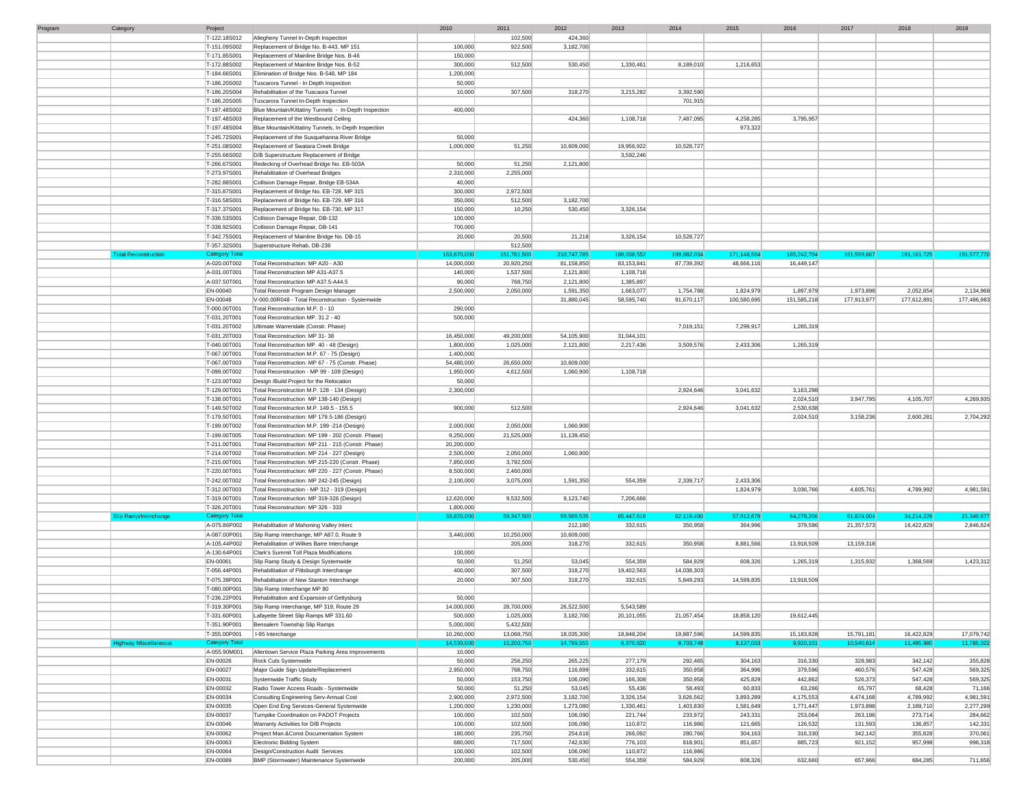| Program | Category | Project | | 2010 | 2011 | 2012 | 2013 | 2014 | 2015 | 2016 | 2017 | 2018 | 2019 |
|---|---|---|---|---|---|---|---|---|---|---|---|---|---|
| | | T-122.18S012 | Allegheny Tunnel In-Depth Inspection | | 102,500 | 424,360 | | | | | | | |
| | | T-151.09S002 | Replacement of Bridge No. B-443, MP 151 | 100,000 | 922,500 | 3,182,700 | | | | | | | |
| | | T-171.85S001 | Replacement of Mainline Bridge Nos. B-46 | 150,000 | | | | | | | | | |
| | | T-172.88S002 | Replacement of Mainline Bridge Nos. B-52 | 300,000 | 512,500 | 530,450 | 1,330,461 | 8,189,010 | 1,216,653 | | | | |
| | | T-184.66S001 | Elimination of Bridge Nos. B-548, MP 184 | 1,200,000 | | | | | | | | | |
| | | T-186.20S002 | Tuscarora Tunnel - In Depth Inspection | 50,000 | | | | | | | | | |
| | | T-186.20S004 | Rehabilitation of the Tuscaora Tunnel | 10,000 | 307,500 | 318,270 | 3,215,282 | 3,392,590 | | | | | |
| | | T-186.20S005 | Tuscarora Tunnel In-Depth Inspection | | | | | 701,915 | | | | | |
| | | T-197.48S002 | Blue Mountain/Kittatiny Tunnels - In-Depth Inspection | 400,000 | | | | | | | | | |
| | | T-197.48S003 | Replacement of the Westbound Ceiling | | | 424,360 | 1,108,718 | 7,487,095 | 4,258,285 | 3,795,957 | | | |
| | | T-197.48S004 | Blue Mountain/Kittatiny Tunnels, In-Depth Inspection | | | | | | 973,322 | | | | |
| | | T-245.72S001 | Replacement of the Susquehanna River Bridge | 50,000 | | | | | | | | | |
| | | T-251.08S002 | Replacement of Swatara Creek Bridge | 1,000,000 | 51,250 | 10,609,000 | 19,956,922 | 10,528,727 | | | | | |
| | | T-255.66S002 | D/B Superstructure Replacement of Bridge | | | | 3,592,246 | | | | | | |
| | | T-266.67S001 | Redecking of Overhead Bridge No. EB-503A | 50,000 | 51,250 | 2,121,800 | | | | | | | |
| | | T-273.97S001 | Rehabilitation of Overhead Bridges | 2,310,000 | 2,255,000 | | | | | | | | |
| | | T-282.88S001 | Collision Damage Repair, Bridge EB-534A | 40,000 | | | | | | | | | |
| | | T-315.87S001 | Replacement of Bridge No. EB-728, MP 315 | 300,000 | 2,972,500 | | | | | | | | |
| | | T-316.58S001 | Replacement of Bridge No. EB-729, MP 316 | 350,000 | 512,500 | 3,182,700 | | | | | | | |
| | | T-317.37S001 | Replacement of Bridge No. EB-730, MP 317 | 150,000 | 10,250 | 530,450 | 3,326,154 | | | | | | |
| | | T-336.53S001 | Collision Damage Repair, DB-132 | 100,000 | | | | | | | | | |
| | | T-338.92S001 | Collision Damage Repair, DB-141 | 700,000 | | | | | | | | | |
| | | T-342.75S001 | Replacement of Mainline Bridge No. DB-15 | 20,000 | 20,500 | 21,218 | 3,326,154 | 10,528,727 | | | | | |
| | | T-357.32S001 | Superstructure Rehab, DB-238 | | 512,500 | | | | | | | | |
| | Total Reconstruction | Category Total | | 163,670,000 | 151,761,500 | 210,747,785 | 188,038,552 | 199,882,034 | 171,146,564 | 185,242,704 | 191,599,667 | 191,161,725 | 191,577,770 |
| | | A-020.00T002 | Total Reconstruction: MP A20 - A30 | 14,000,000 | 20,920,250 | 81,158,850 | 83,153,841 | 87,739,392 | 48,666,116 | 16,449,147 | | | |
| | | A-031.00T001 | Total Reconstruction MP A31-A37.5 | 140,000 | 1,537,500 | 2,121,800 | 1,108,718 | | | | | | |
| | | A-037.50T001 | Total Reconstruction MP A37.5-A44.5 | 90,000 | 768,750 | 2,121,800 | 1,385,897 | | | | | | |
| | | EN-00040 | Total Reconstr Program Design Manager | 2,500,000 | 2,050,000 | 1,591,350 | 1,663,077 | 1,754,788 | 1,824,979 | 1,897,979 | 1,973,898 | 2,052,854 | 2,134,968 |
| | | EN-00048 | V-000.00R048 - Total Reconstruction - Systemwide | | | 31,880,045 | 58,595,740 | 91,670,117 | 100,580,695 | 151,585,218 | 177,913,977 | 177,612,891 | 177,486,983 |
| | | T-000.00T001 | Total Reconstruction M.P. 0 - 10 | 290,000 | | | | | | | | | |
| | | T-031.20T001 | Total Reconstruction MP. 31.2 - 40 | 500,000 | | | | | | | | | |
| | | T-031.20T002 | Ultimate Warrendale (Constr. Phase) | | | | | 7,019,151 | 7,299,917 | 1,265,319 | | | |
| | | T-031.20T003 | Total Reconstruction: MP 31- 38 | 16,450,000 | 49,200,000 | 54,105,900 | 31,044,101 | | | | | | |
| | | T-040.00T001 | Total Reconstruction: MP. 40 - 48 (Design) | 1,800,000 | 1,025,000 | 2,121,800 | 2,217,436 | 3,509,576 | 2,433,306 | 1,265,319 | | | |
| | | T-067.00T001 | Total Reconstruction M.P. 67 - 75 (Design) | 1,400,000 | | | | | | | | | |
| | | T-067.00T003 | Total Reconstruction: MP 67 - 75 (Constr. Phase) | 54,480,000 | 26,650,000 | 10,609,000 | | | | | | | |
| | | T-099.00T002 | Total Reconstruction - MP 99 - 109 (Design) | 1,950,000 | 4,612,500 | 1,060,900 | 1,108,718 | | | | | | |
| | | T-123.00T002 | Design /Build Project for the Relocation | 50,000 | | | | | | | | | |
| | | T-129.00T001 | Total Reconstruction M.P. 128 - 134 (Design) | 2,300,000 | | | | 2,924,646 | 3,041,632 | 3,163,298 | | | |
| | | T-138.00T001 | Total Reconstruction MP 138-140 (Design) | | | | | | | 2,024,510 | 3,947,795 | 4,105,707 | 4,269,935 |
| | | T-149.50T002 | Total Reconstruction M.P. 149.5 - 155.5 | 900,000 | 512,500 | | | 2,924,646 | 3,041,632 | 2,530,638 | | | |
| | | T-179.50T001 | Total Reconstruction: MP 179.5-186 (Design) | | | | | | | 2,024,510 | 3,158,236 | 2,600,281 | 2,704,292 |
| | | T-199.00T002 | Total Reconstruction M.P. 199 -214 (Design) | 2,000,000 | 2,050,000 | 1,060,900 | | | | | | | |
| | | T-199.00T005 | Total Reconstruction: MP 199 - 202 (Constr. Phase) | 9,250,000 | 21,525,000 | 11,139,450 | | | | | | | |
| | | T-211.00T001 | Total Reconstruction: MP 211 - 215 (Constr. Phase) | 20,200,000 | | | | | | | | | |
| | | T-214.00T002 | Total Reconstruction: MP 214 - 227 (Design) | 2,500,000 | 2,050,000 | 1,060,900 | | | | | | | |
| | | T-215.00T001 | Total Reconstruction: MP 215-220 (Constr. Phase) | 7,850,000 | 3,792,500 | | | | | | | | |
| | | T-220.00T001 | Total Reconstruction: MP 220 - 227 (Constr. Phase) | 8,500,000 | 2,460,000 | | | | | | | | |
| | | T-242.00T002 | Total Reconstruction: MP 242-245 (Design) | 2,100,000 | 3,075,000 | 1,591,350 | 554,359 | 2,339,717 | 2,433,306 | | | | |
| | | T-312.00T003 | Total Reconstruction - MP 312 - 319 (Design) | | | | | | 1,824,979 | 3,036,766 | 4,605,761 | 4,789,992 | 4,981,591 |
| | | T-319.00T001 | Total Reconstruction: MP 319-326 (Design) | 12,620,000 | 9,532,500 | 9,123,740 | 7,206,666 | | | | | | |
| | | T-326.20T001 | Total Reconstruction: MP 326 - 333 | 1,800,000 | | | | | | | | | |
| | Slip Ramp/Interchange | Category Total | | 33,820,000 | 59,347,500 | 59,569,535 | 65,447,616 | 62,119,490 | 57,912,678 | 64,278,206 | 51,624,004 | 34,214,226 | 21,349,677 |
| | | A-075.86P002 | Rehabilitation of Mahoning Valley Interc | | | 212,180 | 332,615 | 350,958 | 364,996 | 379,596 | 21,357,573 | 16,422,829 | 2,846,624 |
| | | A-087.00P001 | Slip Ramp Interchange, MP A87.0, Route 9 | 3,440,000 | 10,250,000 | 10,609,000 | | | | | | | |
| | | A-105.44P002 | Rehabilitation of Wilkes Barre Interchange | | 205,000 | 318,270 | 332,615 | 350,958 | 8,881,566 | 13,918,509 | 13,159,318 | | |
| | | A-130.64P001 | Clark's Summit Toll Plaza Modifications | 100,000 | | | | | | | | | |
| | | EN-00061 | Slip Ramp Study & Design Systemwide | 50,000 | 51,250 | 53,045 | 554,359 | 584,929 | 608,326 | 1,265,319 | 1,315,932 | 1,368,569 | 1,423,312 |
| | | T-056.44P001 | Rehabilitation of Pittsburgh Interchange | 400,000 | 307,500 | 318,270 | 19,402,563 | 14,038,303 | | | | | |
| | | T-075.39P001 | Rehabilitation of New Stanton Interchange | 20,000 | 307,500 | 318,270 | 332,615 | 5,849,293 | 14,599,835 | 13,918,509 | | | |
| | | T-080.00P001 | Slip Ramp Interchange MP 80 | | | | | | | | | | |
| | | T-236.22P001 | Rehabilitation and Expansion of Gettysburg | 50,000 | | | | | | | | | |
| | | T-319.30P001 | Slip Ramp Interchange, MP 319, Route 29 | 14,000,000 | 28,700,000 | 26,522,500 | 5,543,589 | | | | | | |
| | | T-331.60P001 | Lafayette Street Slip Ramps MP 331.60 | 500,000 | 1,025,000 | 3,182,700 | 20,101,055 | 21,057,454 | 18,858,120 | 19,612,445 | | | |
| | | T-351.90P001 | Bensalem Township Slip Ramps | 5,000,000 | 5,432,500 | | | | | | | | |
| | | T-355.00P001 | I-95 Interchange | 10,260,000 | 13,068,750 | 18,035,300 | 18,848,204 | 19,887,596 | 14,599,835 | 15,183,828 | 15,791,181 | 16,422,829 | 17,079,742 |
| | Highway Miscellaneous | Category Total | | 14,530,000 | 15,200,750 | 14,799,555 | 8,370,820 | 8,703,748 | 9,137,063 | 9,920,101 | 10,540,614 | 11,495,980 | 11,785,022 |
| | | A-055.90M001 | Allentown Service Plaza Parking Area Improvements | 10,000 | | | | | | | | | |
| | | EN-00026 | Rock Cuts Systemwide | 50,000 | 256,250 | 265,225 | 277,179 | 292,465 | 304,163 | 316,330 | 328,983 | 342,142 | 355,828 |
| | | EN-00027 | Major Guide Sign Update/Replacement | 2,950,000 | 768,750 | 116,699 | 332,615 | 350,958 | 364,996 | 379,596 | 460,576 | 547,428 | 569,325 |
| | | EN-00031 | Systemwide Traffic Study | 50,000 | 153,750 | 106,090 | 166,308 | 350,958 | 425,829 | 442,862 | 526,373 | 547,428 | 569,325 |
| | | EN-00032 | Radio Tower Access Roads - Systemwide | 50,000 | 51,250 | 53,045 | 55,436 | 58,493 | 60,833 | 63,266 | 65,797 | 68,428 | 71,166 |
| | | EN-00034 | Consulting Engineering Serv-Annual Cost | 2,900,000 | 2,972,500 | 3,182,700 | 3,326,154 | 3,626,562 | 3,893,289 | 4,175,553 | 4,474,168 | 4,789,992 | 4,981,591 |
| | | EN-00035 | Open End Eng Services-General Systemwide | 1,200,000 | 1,230,000 | 1,273,080 | 1,330,461 | 1,403,830 | 1,581,649 | 1,771,447 | 1,973,898 | 2,189,710 | 2,277,299 |
| | | EN-00037 | Turnpike Coordination on PADOT Projects | 100,000 | 102,500 | 106,090 | 221,744 | 233,972 | 243,331 | 253,064 | 263,186 | 273,714 | 284,662 |
| | | EN-00046 | Warranty Activities for D/B Projects | 100,000 | 102,500 | 106,090 | 110,872 | 116,986 | 121,665 | 126,532 | 131,593 | 136,857 | 142,331 |
| | | EN-00062 | Project Man.&Const Documentation System | 180,000 | 235,750 | 254,616 | 266,092 | 280,766 | 304,163 | 316,330 | 342,142 | 355,828 | 370,061 |
| | | EN-00063 | Electronic Bidding System | 680,000 | 717,500 | 742,630 | 776,103 | 818,901 | 851,657 | 885,723 | 921,152 | 957,998 | 996,318 |
| | | EN-00064 | Design/Construction Audit Services | 100,000 | 102,500 | 106,090 | 110,872 | 116,986 | | | | | |
| | | EN-00089 | BMP (Stormwater) Maintenance Systemwide | 200,000 | 205,000 | 530,450 | 554,359 | 584,929 | 608,326 | 632,660 | 657,966 | 684,285 | 711,656 |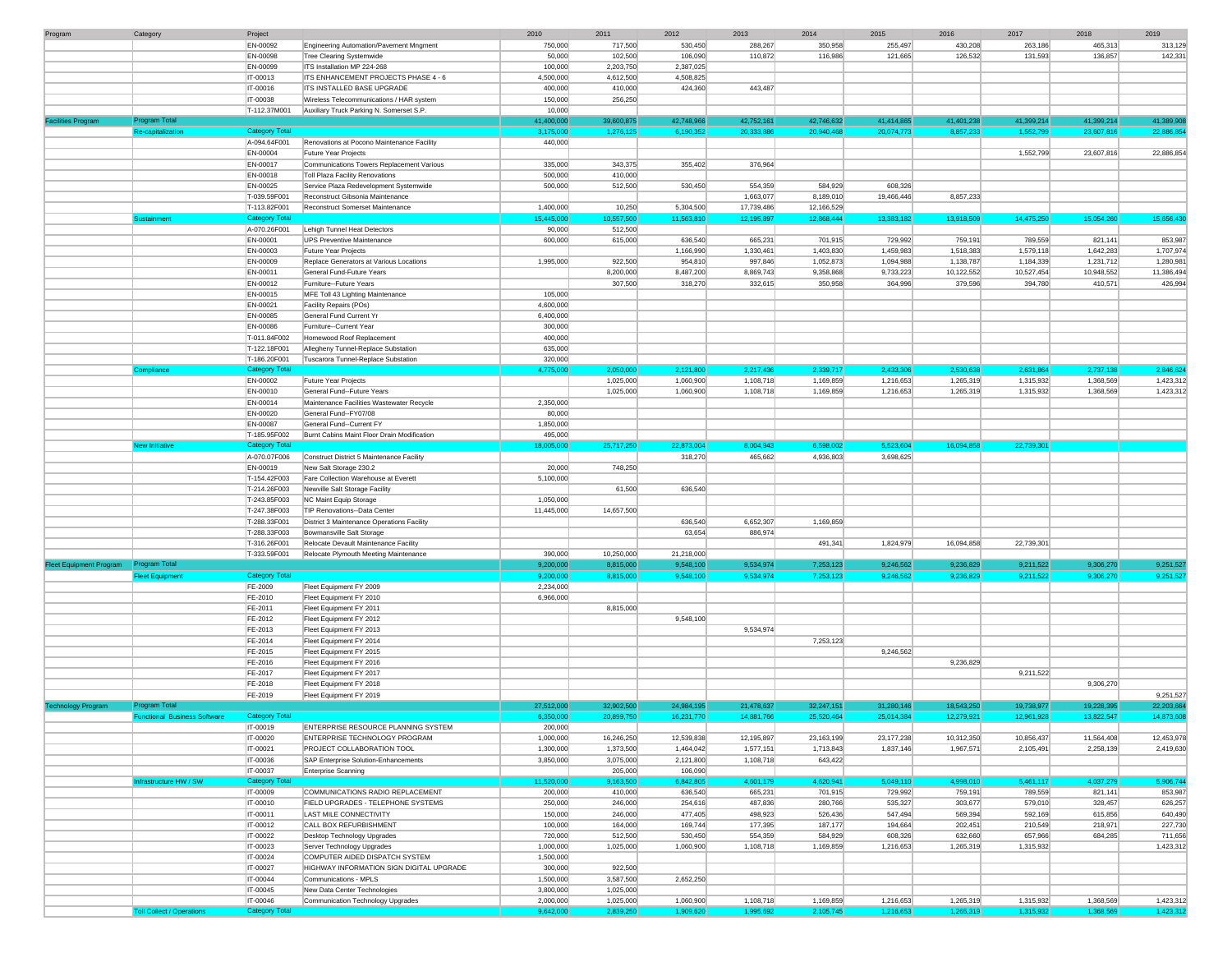| Program | Category | Project | | 2010 | 2011 | 2012 | 2013 | 2014 | 2015 | 2016 | 2017 | 2018 | 2019 |
|---|---|---|---|---|---|---|---|---|---|---|---|---|---|
| | | EN-00092 | Engineering Automation/Pavement Mngment | 750,000 | 717,500 | 530,450 | 288,267 | 350,958 | 255,497 | 430,208 | 263,186 | 465,313 | 313,129 |
| | | EN-00098 | Tree Clearing Systemwide | 50,000 | 102,500 | 106,090 | 110,872 | 116,986 | 121,665 | 126,532 | 131,593 | 136,857 | 142,331 |
| | | EN-00099 | ITS Installation MP 224-268 | 100,000 | 2,203,750 | 2,387,025 | | | | | | | |
| | | IT-00013 | ITS ENHANCEMENT PROJECTS PHASE 4 - 6 | 4,500,000 | 4,612,500 | 4,508,825 | | | | | | | |
| | | IT-00016 | ITS INSTALLED BASE UPGRADE | 400,000 | 410,000 | 424,360 | 443,487 | | | | | | |
| | | IT-00038 | Wireless Telecommunications / HAR system | 150,000 | 256,250 | | | | | | | | |
| | | T-112.37M001 | Auxiliary Truck Parking N. Somerset S.P. | 10,000 | | | | | | | | | |
| Facilities Program | Program Total | | | 41,400,000 | 39,600,875 | 42,748,966 | 42,752,161 | 42,746,632 | 41,414,865 | 41,401,238 | 41,399,214 | 41,399,214 | 41,389,908 |
| | Re-capitalization | Category Total | | 3,175,000 | 1,276,125 | 6,190,352 | 20,333,886 | 20,940,468 | 20,074,773 | 8,857,233 | 1,552,799 | 23,607,816 | 22,886,854 |
| | | A-094.64F001 | Renovations at Pocono Maintenance Facility | 440,000 | | | | | | | | | |
| | | EN-00004 | Future Year Projects | | | | | | | | 1,552,799 | 23,607,816 | 22,886,854 |
| | | EN-00017 | Communications Towers Replacement Various | 335,000 | 343,375 | 355,402 | 376,964 | | | | | | |
| | | EN-00018 | Toll Plaza Facility Renovations | 500,000 | 410,000 | | | | | | | | |
| | | EN-00025 | Service Plaza Redevelopment Systemwide | 500,000 | 512,500 | 530,450 | 554,359 | 584,929 | 608,326 | | | | |
| | | T-039.59F001 | Reconstruct Gibsonia Maintenance | | | | 1,663,077 | 8,189,010 | 19,466,446 | 8,857,233 | | | |
| | | T-113.82F001 | Reconstruct Somerset Maintenance | 1,400,000 | 10,250 | 5,304,500 | 17,739,486 | 12,166,529 | | | | | |
| | Sustainment | Category Total | | 15,445,000 | 10,557,500 | 11,563,810 | 12,195,897 | 12,868,444 | 13,383,182 | 13,918,509 | 14,475,250 | 15,054,260 | 15,656,430 |
| | | A-070.26F001 | Lehigh Tunnel Heat Detectors | 90,000 | 512,500 | | | | | | | | |
| | | EN-00001 | UPS Preventive Maintenance | 600,000 | 615,000 | 636,540 | 665,231 | 701,915 | 729,992 | 759,191 | 789,559 | 821,141 | 853,987 |
| | | EN-00003 | Future Year Projects | | | 1,166,990 | 1,330,461 | 1,403,830 | 1,459,983 | 1,518,383 | 1,579,118 | 1,642,283 | 1,707,974 |
| | | EN-00009 | Replace Generators at Various Locations | 1,995,000 | 922,500 | 954,810 | 997,846 | 1,052,873 | 1,094,988 | 1,138,787 | 1,184,339 | 1,231,712 | 1,280,981 |
| | | EN-00011 | General Fund-Future Years | | 8,200,000 | 8,487,200 | 8,869,743 | 9,358,868 | 9,733,223 | 10,122,552 | 10,527,454 | 10,948,552 | 11,386,494 |
| | | EN-00012 | Furniture--Future Years | | 307,500 | 318,270 | 332,615 | 350,958 | 364,996 | 379,596 | 394,780 | 410,571 | 426,994 |
| | | EN-00015 | MFE Toll 43 Lighting Maintenance | 105,000 | | | | | | | | | |
| | | EN-00021 | Facility Repairs (POs) | 4,600,000 | | | | | | | | | |
| | | EN-00085 | General Fund Current Yr | 6,400,000 | | | | | | | | | |
| | | EN-00086 | Furniture--Current Year | 300,000 | | | | | | | | | |
| | | T-011.84F002 | Homewood Roof Replacement | 400,000 | | | | | | | | | |
| | | T-122.18F001 | Allegheny Tunnel-Replace Substation | 635,000 | | | | | | | | | |
| | | T-186.20F001 | Tuscarora Tunnel-Replace Substation | 320,000 | | | | | | | | | |
| | Compliance | Category Total | | 4,775,000 | 2,050,000 | 2,121,800 | 2,217,436 | 2,339,717 | 2,433,306 | 2,530,638 | 2,631,864 | 2,737,138 | 2,846,624 |
| | | EN-00002 | Future Year Projects | | 1,025,000 | 1,060,900 | 1,108,718 | 1,169,859 | 1,216,653 | 1,265,319 | 1,315,932 | 1,368,569 | 1,423,312 |
| | | EN-00010 | General Fund--Future Years | | 1,025,000 | 1,060,900 | 1,108,718 | 1,169,859 | 1,216,653 | 1,265,319 | 1,315,932 | 1,368,569 | 1,423,312 |
| | | EN-00014 | Maintenance Facilities Wastewater Recycle | 2,350,000 | | | | | | | | | |
| | | EN-00020 | General Fund--FY07/08 | 80,000 | | | | | | | | | |
| | | EN-00087 | General Fund--Current FY | 1,850,000 | | | | | | | | | |
| | | T-185.95F002 | Burnt Cabins Maint Floor Drain Modification | 495,000 | | | | | | | | | |
| | New Initiative | Category Total | | 18,005,000 | 25,717,250 | 22,873,004 | 8,004,943 | 6,598,002 | 5,523,604 | 16,094,858 | 22,739,301 | | |
| | | A-070.07F006 | Construct District 5 Maintenance Facility | | | 318,270 | 465,662 | 4,936,803 | 3,698,625 | | | | |
| | | EN-00019 | New Salt Storage 230.2 | 20,000 | 748,250 | | | | | | | | |
| | | T-154.42F003 | Fare Collection Warehouse at Everett | 5,100,000 | | | | | | | | | |
| | | T-214.26F003 | Newville Salt Storage Facility | | 61,500 | 636,540 | | | | | | | |
| | | T-243.85F003 | NC Maint Equip Storage | 1,050,000 | | | | | | | | | |
| | | T-247.38F003 | TIP Renovations--Data Center | 11,445,000 | 14,657,500 | | | | | | | | |
| | | T-288.33F001 | District 3 Maintenance Operations Facility | | | 636,540 | 6,652,307 | 1,169,859 | | | | | |
| | | T-288.33F003 | Bowmansville Salt Storage | | | 63,654 | 886,974 | | | | | | |
| | | T-316.26F001 | Relocate Devault Maintenance Facility | | | | | 491,341 | 1,824,979 | 16,094,858 | 22,739,301 | | |
| | | T-333.59F001 | Relocate Plymouth Meeting Maintenance | 390,000 | 10,250,000 | 21,218,000 | | | | | | | |
| Fleet Equipment Program | Program Total | | | 9,200,000 | 8,815,000 | 9,548,100 | 9,534,974 | 7,253,123 | 9,246,562 | 9,236,829 | 9,211,522 | 9,306,270 | 9,251,527 |
| | Fleet Equipment | Category Total | | 9,200,000 | 8,815,000 | 9,548,100 | 9,534,974 | 7,253,123 | 9,246,562 | 9,236,829 | 9,211,522 | 9,306,270 | 9,251,527 |
| | | FE-2009 | Fleet Equipment FY 2009 | 2,234,000 | | | | | | | | | |
| | | FE-2010 | Fleet Equipment FY 2010 | 6,966,000 | | | | | | | | | |
| | | FE-2011 | Fleet Equipment FY 2011 | | 8,815,000 | | | | | | | | |
| | | FE-2012 | Fleet Equipment FY 2012 | | | 9,548,100 | | | | | | | |
| | | FE-2013 | Fleet Equipment FY 2013 | | | | 9,534,974 | | | | | | |
| | | FE-2014 | Fleet Equipment FY 2014 | | | | | 7,253,123 | | | | | |
| | | FE-2015 | Fleet Equipment FY 2015 | | | | | | 9,246,562 | | | | |
| | | FE-2016 | Fleet Equipment FY 2016 | | | | | | | 9,236,829 | | | |
| | | FE-2017 | Fleet Equipment FY 2017 | | | | | | | | 9,211,522 | | |
| | | FE-2018 | Fleet Equipment FY 2018 | | | | | | | | | 9,306,270 | |
| | | FE-2019 | Fleet Equipment FY 2019 | | | | | | | | | | 9,251,527 |
| Technology Program | Program Total | | | 27,512,000 | 32,902,500 | 24,984,195 | 21,478,637 | 32,247,151 | 31,280,146 | 18,543,250 | 19,738,977 | 19,228,395 | 22,203,664 |
| | Functional Business Software | Category Total | | 6,350,000 | 20,899,750 | 16,231,770 | 14,881,766 | 25,520,464 | 25,014,384 | 12,279,921 | 12,961,928 | 13,822,547 | 14,873,608 |
| | | IT-00019 | ENTERPRISE RESOURCE PLANNING SYSTEM | 200,000 | | | | | | | | | |
| | | IT-00020 | ENTERPRISE TECHNOLOGY PROGRAM | 1,000,000 | 16,246,250 | 12,539,838 | 12,195,897 | 23,163,199 | 23,177,238 | 10,312,350 | 10,856,437 | 11,564,408 | 12,453,978 |
| | | IT-00021 | PROJECT COLLABORATION TOOL | 1,300,000 | 1,373,500 | 1,464,042 | 1,577,151 | 1,713,843 | 1,837,146 | 1,967,571 | 2,105,491 | 2,258,139 | 2,419,630 |
| | | IT-00036 | SAP Enterprise Solution-Enhancements | 3,850,000 | 3,075,000 | 2,121,800 | 1,108,718 | 643,422 | | | | | |
| | | IT-00037 | Enterprise Scanning | | 205,000 | 106,090 | | | | | | | |
| | Infrastructure HW / SW | Category Total | | 11,520,000 | 9,163,500 | 6,842,805 | 4,601,179 | 4,620,941 | 5,049,110 | 4,998,010 | 5,461,117 | 4,037,279 | 5,906,744 |
| | | IT-00009 | COMMUNICATIONS RADIO REPLACEMENT | 200,000 | 410,000 | 636,540 | 665,231 | 701,915 | 729,992 | 759,191 | 789,559 | 821,141 | 853,987 |
| | | IT-00010 | FIELD UPGRADES - TELEPHONE SYSTEMS | 250,000 | 246,000 | 254,616 | 487,836 | 280,766 | 535,327 | 303,677 | 579,010 | 328,457 | 626,257 |
| | | IT-00011 | LAST MILE CONNECTIVITY | 150,000 | 246,000 | 477,405 | 498,923 | 526,436 | 547,494 | 569,394 | 592,169 | 615,856 | 640,490 |
| | | IT-00012 | CALL BOX REFURBISHMENT | 100,000 | 164,000 | 169,744 | 177,395 | 187,177 | 194,664 | 202,451 | 210,549 | 218,971 | 227,730 |
| | | IT-00022 | Desktop Technology Upgrades | 720,000 | 512,500 | 530,450 | 554,359 | 584,929 | 608,326 | 632,660 | 657,966 | 684,285 | 711,656 |
| | | IT-00023 | Server Technology Upgrades | 1,000,000 | 1,025,000 | 1,060,900 | 1,108,718 | 1,169,859 | 1,216,653 | 1,265,319 | 1,315,932 | | 1,423,312 |
| | | IT-00024 | COMPUTER AIDED DISPATCH SYSTEM | 1,500,000 | | | | | | | | | |
| | | IT-00027 | HIGHWAY INFORMATION SIGN DIGITAL UPGRADE | 300,000 | 922,500 | | | | | | | | |
| | | IT-00044 | Communications - MPLS | 1,500,000 | 3,587,500 | 2,652,250 | | | | | | | |
| | | IT-00045 | New Data Center Technologies | 3,800,000 | 1,025,000 | | | | | | | | |
| | | IT-00046 | Communication Technology Upgrades | 2,000,000 | 1,025,000 | 1,060,900 | 1,108,718 | 1,169,859 | 1,216,653 | 1,265,319 | 1,315,932 | 1,368,569 | 1,423,312 |
| | Toll Collect / Operations | Category Total | | 9,642,000 | 2,839,250 | 1,909,620 | 1,995,692 | 2,105,745 | 1,216,653 | 1,265,319 | 1,315,932 | 1,368,569 | 1,423,312 |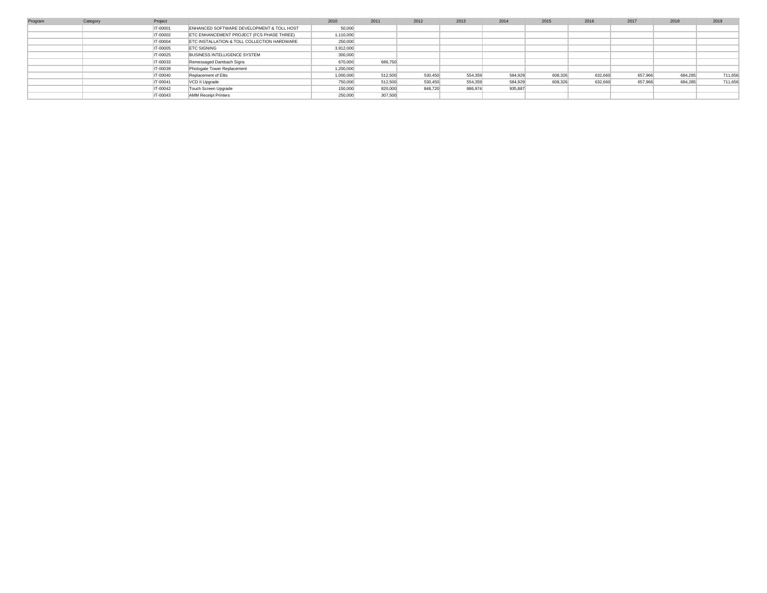| Program | Category | Project | | 2010 | 2011 | 2012 | 2013 | 2014 | 2015 | 2016 | 2017 | 2018 | 2019 |
|---|---|---|---|---|---|---|---|---|---|---|---|---|---|
| | | IT-00001 | ENHANCED SOFTWARE DEVELOPMENT & TOLL HOST | 50,000 | | | | | | | | | |
| | | IT-00002 | ETC ENHANCEMENT PROJECT (FCS PHASE THREE) | 1,110,000 | | | | | | | | | |
| | | IT-00004 | ETC INSTALLATION & TOLL COLLECTION HARDWARE | 250,000 | | | | | | | | | |
| | | IT-00005 | ETC SIGNING | 3,912,000 | | | | | | | | | |
| | | IT-00025 | BUSINESS INTELLIGENCE SYSTEM | 300,000 | | | | | | | | | |
| | | IT-00033 | Remessaged Dambach Signs | 670,000 | 686,750 | | | | | | | | |
| | | IT-00039 | Photogate Tower Replacement | 1,200,000 | | | | | | | | | |
| | | IT-00040 | Replacement of Elits | 1,000,000 | 512,500 | 530,450 | 554,359 | 584,929 | 608,326 | 632,660 | 657,966 | 684,285 | 711,656 |
| | | IT-00041 | VCD II Upgrade | 750,000 | 512,500 | 530,450 | 554,359 | 584,929 | 608,326 | 632,660 | 657,966 | 684,285 | 711,656 |
| | | IT-00042 | Touch Screen Upgrade | 150,000 | 820,000 | 848,720 | 886,974 | 935,887 | | | | | |
| | | IT-00043 | AMM Receipt Printers | 250,000 | 307,500 | | | | | | | | |